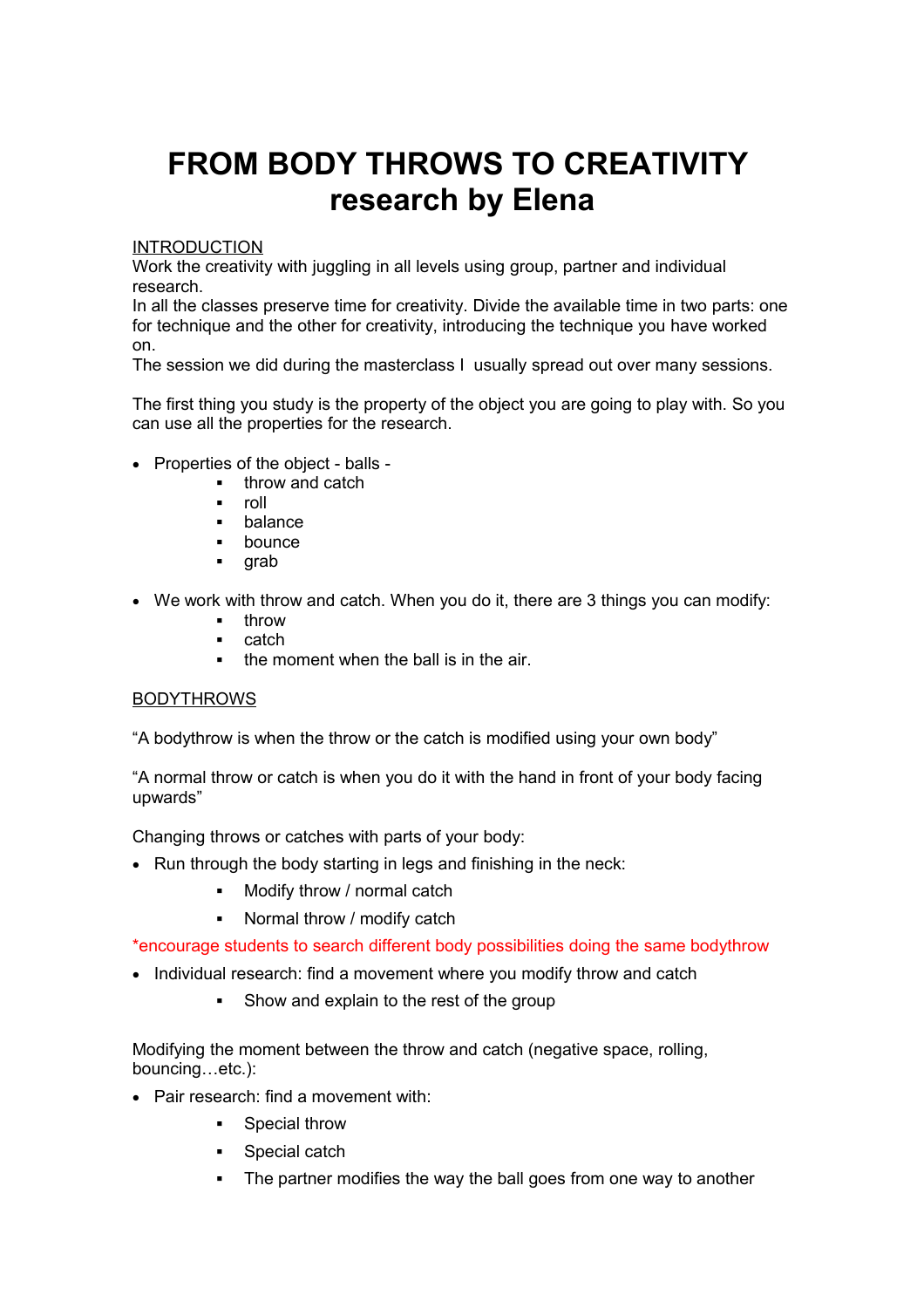# FROM BODY THROWS TO CREATIVITY research by Elena

INTRODUCTION

Work the creativity with juggling in all levels using group, partner and individual research.

In all the classes preserve time for creativity. Divide the available time in two parts: one for technique and the other for creativity, introducing the technique you have worked on.

The session we did during the masterclass I usually spread out over many sessions.

The first thing you study is the property of the object you are going to play with. So you can use all the properties for the research.

- Properties of the object - balls -
  - throw and catch
  - roll
  - balance
  - bounce
  - grab

- We work with throw and catch. When you do it, there are 3 things you can modify:
  - throw
  - catch
  - the moment when the ball is in the air.

BODYTHROWS

“A bodythrow is when the throw or the catch is modified using your own body”

“A normal throw or catch is when you do it with the hand in front of your body facing upwards”

Changing throws or catches with parts of your body:

- Run through the body starting in legs and finishing in the neck:
  - Modify throw / normal catch
  - Normal throw / modify catch

*encourage students to search different body possibilities doing the same bodythrow

- Individual research: find a movement where you modify throw and catch
  - Show and explain to the rest of the group

Modifying the moment between the throw and catch (negative space, rolling, bouncing…etc.):

- Pair research: find a movement with:
  - Special throw
  - Special catch
  - The partner modifies the way the ball goes from one way to another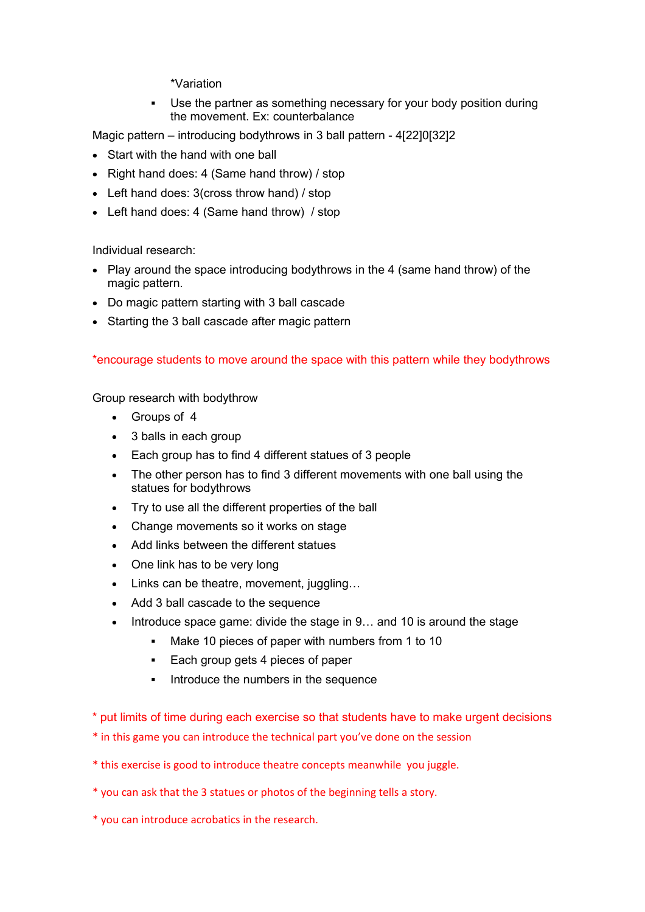*Variation

- Use the partner as something necessary for your body position during the movement. Ex: counterbalance

Magic pattern – introducing bodythrows in 3 ball pattern - 4[22]0[32]2

- Start with the hand with one ball
- Right hand does: 4 (Same hand throw) / stop
- Left hand does: 3(cross throw hand) / stop
- Left hand does: 4 (Same hand throw) / stop

Individual research:

- Play around the space introducing bodythrows in the 4 (same hand throw) of the magic pattern.
- Do magic pattern starting with 3 ball cascade
- Starting the 3 ball cascade after magic pattern

*encourage students to move around the space with this pattern while they bodythrows

Group research with bodythrow

- Groups of 4
- 3 balls in each group
- Each group has to find 4 different statues of 3 people
- The other person has to find 3 different movements with one ball using the statues for bodythrows
- Try to use all the different properties of the ball
- Change movements so it works on stage
- Add links between the different statues
- One link has to be very long
- Links can be theatre, movement, juggling…
- Add 3 ball cascade to the sequence
- Introduce space game: divide the stage in 9… and 10 is around the stage
  - Make 10 pieces of paper with numbers from 1 to 10
  - Each group gets 4 pieces of paper
  - Introduce the numbers in the sequence

* put limits of time during each exercise so that students have to make urgent decisions

* in this game you can introduce the technical part you've done on the session

* this exercise is good to introduce theatre concepts meanwhile you juggle.

* you can ask that the 3 statues or photos of the beginning tells a story.

* you can introduce acrobatics in the research.